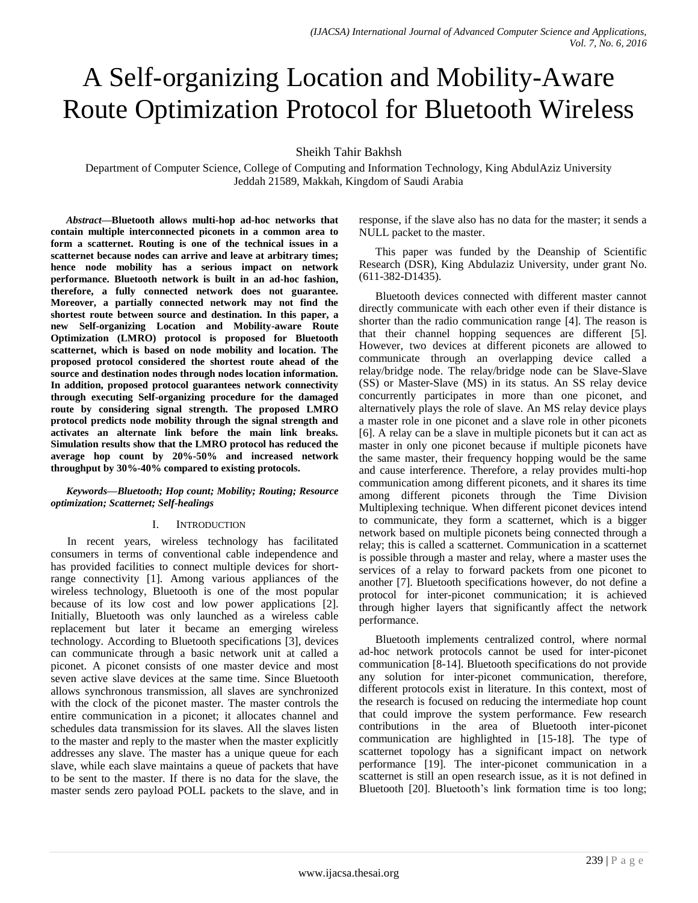# A Self-organizing Location and Mobility-Aware Route Optimization Protocol for Bluetooth Wireless

Sheikh Tahir Bakhsh

Department of Computer Science, College of Computing and Information Technology, King AbdulAziz University
Jeddah 21589, Makkah, Kingdom of Saudi Arabia

***Abstract*—Bluetooth allows multi-hop ad-hoc networks that contain multiple interconnected piconets in a common area to form a scatternet. Routing is one of the technical issues in a scatternet because nodes can arrive and leave at arbitrary times; hence node mobility has a serious impact on network performance. Bluetooth network is built in an ad-hoc fashion, therefore, a fully connected network does not guarantee. Moreover, a partially connected network may not find the shortest route between source and destination. In this paper, a new Self-organizing Location and Mobility-aware Route Optimization (LMRO) protocol is proposed for Bluetooth scatternet, which is based on node mobility and location. The proposed protocol considered the shortest route ahead of the source and destination nodes through nodes location information. In addition, proposed protocol guarantees network connectivity through executing Self-organizing procedure for the damaged route by considering signal strength. The proposed LMRO protocol predicts node mobility through the signal strength and activates an alternate link before the main link breaks. Simulation results show that the LMRO protocol has reduced the average hop count by 20%-50% and increased network throughput by 30%-40% compared to existing protocols.**

***Keywords*—*Bluetooth; Hop count; Mobility; Routing; Resource optimization; Scatternet; Self-healings***

## I. Introduction

In recent years, wireless technology has facilitated consumers in terms of conventional cable independence and has provided facilities to connect multiple devices for short-range connectivity [1]. Among various appliances of the wireless technology, Bluetooth is one of the most popular because of its low cost and low power applications [2]. Initially, Bluetooth was only launched as a wireless cable replacement but later it became an emerging wireless technology. According to Bluetooth specifications [3], devices can communicate through a basic network unit at called a piconet. A piconet consists of one master device and most seven active slave devices at the same time. Since Bluetooth allows synchronous transmission, all slaves are synchronized with the clock of the piconet master. The master controls the entire communication in a piconet; it allocates channel and schedules data transmission for its slaves. All the slaves listen to the master and reply to the master when the master explicitly addresses any slave. The master has a unique queue for each slave, while each slave maintains a queue of packets that have to be sent to the master. If there is no data for the slave, the master sends zero payload POLL packets to the slave, and in response, if the slave also has no data for the master; it sends a NULL packet to the master.

This paper was funded by the Deanship of Scientific Research (DSR), King Abdulaziz University, under grant No. (611-382-D1435).

Bluetooth devices connected with different master cannot directly communicate with each other even if their distance is shorter than the radio communication range [4]. The reason is that their channel hopping sequences are different [5]. However, two devices at different piconets are allowed to communicate through an overlapping device called a relay/bridge node. The relay/bridge node can be Slave-Slave (SS) or Master-Slave (MS) in its status. An SS relay device concurrently participates in more than one piconet, and alternatively plays the role of slave. An MS relay device plays a master role in one piconet and a slave role in other piconets [6]. A relay can be a slave in multiple piconets but it can act as master in only one piconet because if multiple piconets have the same master, their frequency hopping would be the same and cause interference. Therefore, a relay provides multi-hop communication among different piconets, and it shares its time among different piconets through the Time Division Multiplexing technique. When different piconet devices intend to communicate, they form a scatternet, which is a bigger network based on multiple piconets being connected through a relay; this is called a scatternet. Communication in a scatternet is possible through a master and relay, where a master uses the services of a relay to forward packets from one piconet to another [7]. Bluetooth specifications however, do not define a protocol for inter-piconet communication; it is achieved through higher layers that significantly affect the network performance.

Bluetooth implements centralized control, where normal ad-hoc network protocols cannot be used for inter-piconet communication [8-14]. Bluetooth specifications do not provide any solution for inter-piconet communication, therefore, different protocols exist in literature. In this context, most of the research is focused on reducing the intermediate hop count that could improve the system performance. Few research contributions in the area of Bluetooth inter-piconet communication are highlighted in [15-18]. The type of scatternet topology has a significant impact on network performance [19]. The inter-piconet communication in a scatternet is still an open research issue, as it is not defined in Bluetooth [20]. Bluetooth's link formation time is too long;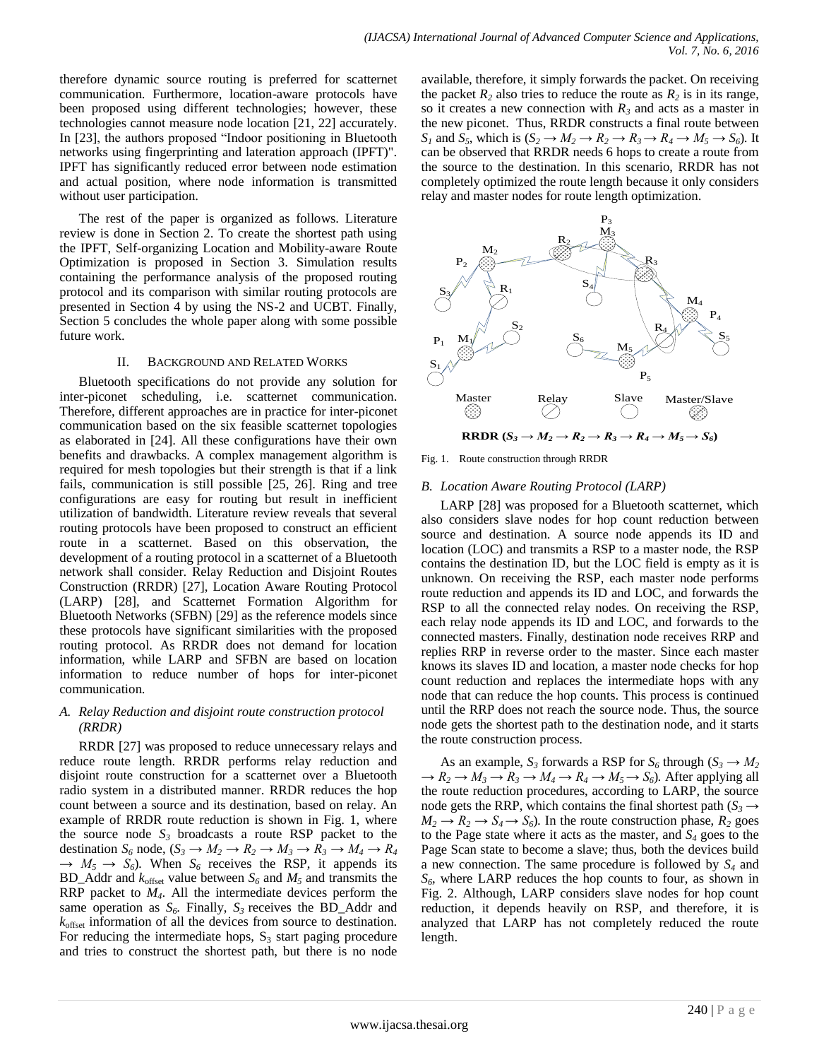therefore dynamic source routing is preferred for scatternet communication. Furthermore, location-aware protocols have been proposed using different technologies; however, these technologies cannot measure node location [21, 22] accurately. In [23], the authors proposed "Indoor positioning in Bluetooth networks using fingerprinting and lateration approach (IPFT)". IPFT has significantly reduced error between node estimation and actual position, where node information is transmitted without user participation.

The rest of the paper is organized as follows. Literature review is done in Section 2. To create the shortest path using the IPFT, Self-organizing Location and Mobility-aware Route Optimization is proposed in Section 3. Simulation results containing the performance analysis of the proposed routing protocol and its comparison with similar routing protocols are presented in Section 4 by using the NS-2 and UCBT. Finally, Section 5 concludes the whole paper along with some possible future work.

## II. Background and Related Works

Bluetooth specifications do not provide any solution for inter-piconet scheduling, i.e. scatternet communication. Therefore, different approaches are in practice for inter-piconet communication based on the six feasible scatternet topologies as elaborated in [24]. All these configurations have their own benefits and drawbacks. A complex management algorithm is required for mesh topologies but their strength is that if a link fails, communication is still possible [25, 26]. Ring and tree configurations are easy for routing but result in inefficient utilization of bandwidth. Literature review reveals that several routing protocols have been proposed to construct an efficient route in a scatternet. Based on this observation, the development of a routing protocol in a scatternet of a Bluetooth network shall consider. Relay Reduction and Disjoint Routes Construction (RRDR) [27], Location Aware Routing Protocol (LARP) [28], and Scatternet Formation Algorithm for Bluetooth Networks (SFBN) [29] as the reference models since these protocols have significant similarities with the proposed routing protocol. As RRDR does not demand for location information, while LARP and SFBN are based on location information to reduce number of hops for inter-piconet communication.

### *A. Relay Reduction and disjoint route construction protocol (RRDR)*

RRDR [27] was proposed to reduce unnecessary relays and reduce route length. RRDR performs relay reduction and disjoint route construction for a scatternet over a Bluetooth radio system in a distributed manner. RRDR reduces the hop count between a source and its destination, based on relay. An example of RRDR route reduction is shown in Fig. 1, where the source node $S_3$ broadcasts a route RSP packet to the destination $S_6$ node, ($S_3 \rightarrow M_2 \rightarrow R_2 \rightarrow M_3 \rightarrow R_3 \rightarrow M_4 \rightarrow R_4 \rightarrow M_5 \rightarrow S_6$). When $S_6$ receives the RSP, it appends its BD_Addr and $k_{\text{offset}}$ value between $S_6$ and $M_5$ and transmits the RRP packet to $M_4$. All the intermediate devices perform the same operation as $S_6$. Finally, $S_3$ receives the BD_Addr and $k_{\text{offset}}$ information of all the devices from source to destination. For reducing the intermediate hops, $S_3$ start paging procedure and tries to construct the shortest path, but there is no node available, therefore, it simply forwards the packet. On receiving the packet $R_2$ also tries to reduce the route as $R_2$ is in its range, so it creates a new connection with $R_3$ and acts as a master in the new piconet. Thus, RRDR constructs a final route between $S_1$ and $S_5$, which is ($S_2 \rightarrow M_2 \rightarrow R_2 \rightarrow R_3 \rightarrow R_4 \rightarrow M_5 \rightarrow S_6$). It can be observed that RRDR needs 6 hops to create a route from the source to the destination. In this scenario, RRDR has not completely optimized the route length because it only considers relay and master nodes for route length optimization.

**RRDR ($S_3 \rightarrow M_2 \rightarrow R_2 \rightarrow R_3 \rightarrow R_4 \rightarrow M_5 \rightarrow S_6$)**

Fig. 1. Route construction through RRDR

### *B. Location Aware Routing Protocol (LARP)*

LARP [28] was proposed for a Bluetooth scatternet, which also considers slave nodes for hop count reduction between source and destination. A source node appends its ID and location (LOC) and transmits a RSP to a master node, the RSP contains the destination ID, but the LOC field is empty as it is unknown. On receiving the RSP, each master node performs route reduction and appends its ID and LOC, and forwards the RSP to all the connected relay nodes. On receiving the RSP, each relay node appends its ID and LOC, and forwards to the connected masters. Finally, destination node receives RRP and replies RRP in reverse order to the master. Since each master knows its slaves ID and location, a master node checks for hop count reduction and replaces the intermediate hops with any node that can reduce the hop counts. This process is continued until the RRP does not reach the source node. Thus, the source node gets the shortest path to the destination node, and it starts the route construction process.

As an example, $S_3$ forwards a RSP for $S_6$ through ($S_3 \rightarrow M_2 \rightarrow R_2 \rightarrow M_3 \rightarrow R_3 \rightarrow M_4 \rightarrow R_4 \rightarrow M_5 \rightarrow S_6$). After applying all the route reduction procedures, according to LARP, the source node gets the RRP, which contains the final shortest path ($S_3 \rightarrow M_2 \rightarrow R_2 \rightarrow S_4 \rightarrow S_6$). In the route construction phase, $R_2$ goes to the Page state where it acts as the master, and $S_4$ goes to the Page Scan state to become a slave; thus, both the devices build a new connection. The same procedure is followed by $S_4$ and $S_6$, where LARP reduces the hop counts to four, as shown in Fig. 2. Although, LARP considers slave nodes for hop count reduction, it depends heavily on RSP, and therefore, it is analyzed that LARP has not completely reduced the route length.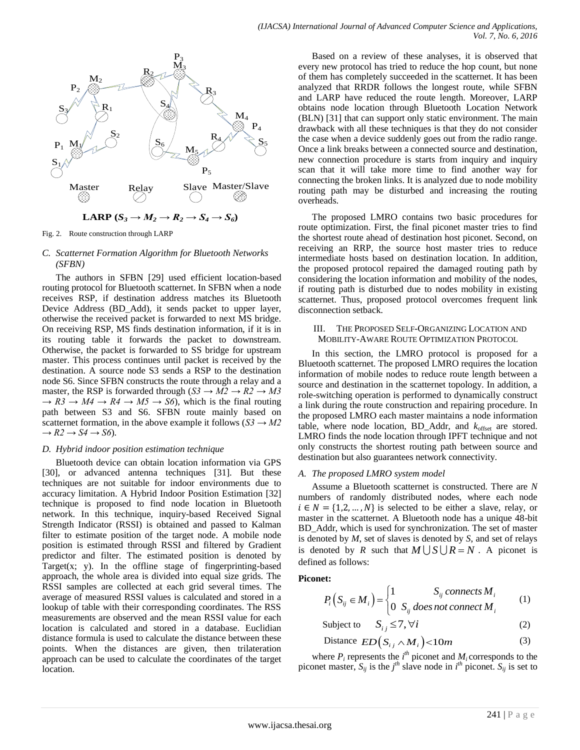LARP ($S_3 \rightarrow M_2 \rightarrow R_2 \rightarrow S_4 \rightarrow S_6$)

Fig. 2. Route construction through LARP

### C. Scatternet Formation Algorithm for Bluetooth Networks (SFBN)

The authors in SFBN [29] used efficient location-based routing protocol for Bluetooth scatternet. In SFBN when a node receives RSP, if destination address matches its Bluetooth Device Address (BD_Add), it sends packet to upper layer, otherwise the received packet is forwarded to next MS bridge. On receiving RSP, MS finds destination information, if it is in its routing table it forwards the packet to downstream. Otherwise, the packet is forwarded to SS bridge for upstream master. This process continues until packet is received by the destination. A source node S3 sends a RSP to the destination node S6. Since SFBN constructs the route through a relay and a master, the RSP is forwarded through ($S3 \rightarrow M2 \rightarrow R2 \rightarrow M3 \rightarrow R3 \rightarrow M4 \rightarrow R4 \rightarrow M5 \rightarrow S6$), which is the final routing path between S3 and S6. SFBN route mainly based on scatternet formation, in the above example it follows ($S3 \rightarrow M2 \rightarrow R2 \rightarrow S4 \rightarrow S6$).

### D. Hybrid indoor position estimation technique

Bluetooth device can obtain location information via GPS [30], or advanced antenna techniques [31]. But these techniques are not suitable for indoor environments due to accuracy limitation. A Hybrid Indoor Position Estimation [32] technique is proposed to find node location in Bluetooth network. In this technique, inquiry-based Received Signal Strength Indicator (RSSI) is obtained and passed to Kalman filter to estimate position of the target node. A mobile node position is estimated through RSSI and filtered by Gradient predictor and filter. The estimated position is denoted by Target(x; y). In the offline stage of fingerprinting-based approach, the whole area is divided into equal size grids. The RSSI samples are collected at each grid several times. The average of measured RSSI values is calculated and stored in a lookup of table with their corresponding coordinates. The RSS measurements are observed and the mean RSSI value for each location is calculated and stored in a database. Euclidian distance formula is used to calculate the distance between these points. When the distances are given, then trilateration approach can be used to calculate the coordinates of the target location.

Based on a review of these analyses, it is observed that every new protocol has tried to reduce the hop count, but none of them has completely succeeded in the scatternet. It has been analyzed that RRDR follows the longest route, while SFBN and LARP have reduced the route length. Moreover, LARP obtains node location through Bluetooth Location Network (BLN) [31] that can support only static environment. The main drawback with all these techniques is that they do not consider the case when a device suddenly goes out from the radio range. Once a link breaks between a connected source and destination, new connection procedure is starts from inquiry and inquiry scan that it will take more time to find another way for connecting the broken links. It is analyzed due to node mobility routing path may be disturbed and increasing the routing overheads.

The proposed LMRO contains two basic procedures for route optimization. First, the final piconet master tries to find the shortest route ahead of destination host piconet. Second, on receiving an RRP, the source host master tries to reduce intermediate hosts based on destination location. In addition, the proposed protocol repaired the damaged routing path by considering the location information and mobility of the nodes, if routing path is disturbed due to nodes mobility in existing scatternet. Thus, proposed protocol overcomes frequent link disconnection setback.

## III. The Proposed Self-Organizing Location and Mobility-Aware Route Optimization Protocol

In this section, the LMRO protocol is proposed for a Bluetooth scatternet. The proposed LMRO requires the location information of mobile nodes to reduce route length between a source and destination in the scatternet topology. In addition, a role-switching operation is performed to dynamically construct a link during the route construction and repairing procedure. In the proposed LMRO each master maintains a node information table, where node location, BD_Addr, and $k_{\text{offset}}$ are stored. LMRO finds the node location through IPFT technique and not only constructs the shortest routing path between source and destination but also guarantees network connectivity.

### A. The proposed LMRO system model

Assume a Bluetooth scatternet is constructed. There are $N$ numbers of randomly distributed nodes, where each node $i \in N = \{1,2,\ldots,N\}$ is selected to be either a slave, relay, or master in the scatternet. A Bluetooth node has a unique 48-bit BD_Addr, which is used for synchronization. The set of master is denoted by $M$, set of slaves is denoted by $S$, and set of relays is denoted by $R$ such that $M \cup S \cup R = N$. A piconet is defined as follows:

**Piconet:**

$$P_i\left(S_{ij} \in M_i\right) = \begin{cases} 1 & S_{ij}\ connects\ M_i \\ 0 & S_{ij}\ does\ not\ connect\ M_i \end{cases} \quad (1)$$

$$\text{Subject to} \quad S_{ij} \le 7, \forall i \quad (2)$$

$$\text{Distance} \quad ED\left(S_{ij} \wedge M_i\right) < 10m \quad (3)$$

where $P_i$ represents the $i^{th}$ piconet and $M_i$ corresponds to the piconet master, $S_{ij}$ is the $j^{th}$ slave node in $i^{th}$ piconet. $S_{ij}$ is set to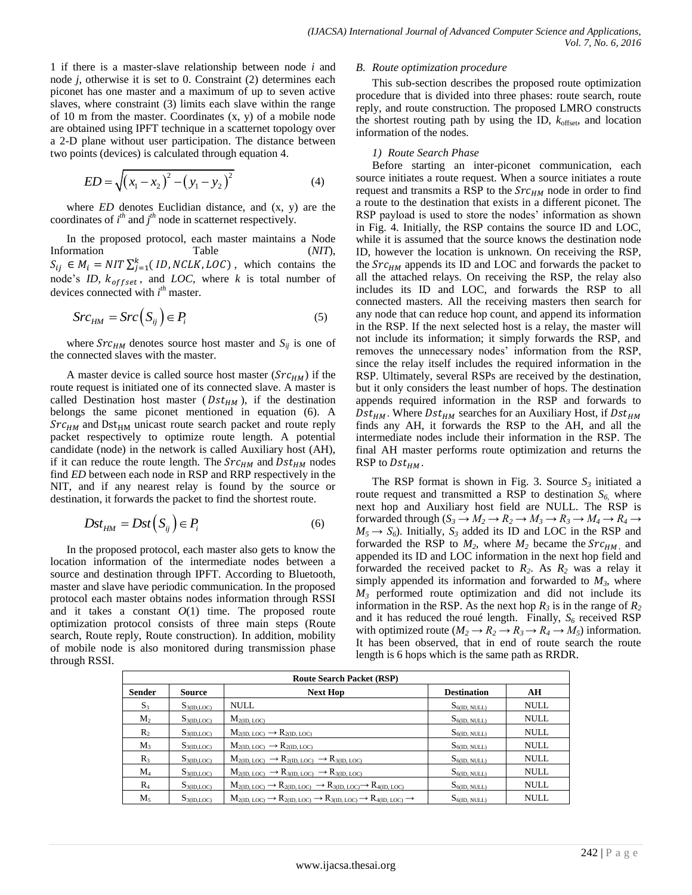1 if there is a master-slave relationship between node *i* and node *j*, otherwise it is set to 0. Constraint (2) determines each piconet has one master and a maximum of up to seven active slaves, where constraint (3) limits each slave within the range of 10 m from the master. Coordinates (x, y) of a mobile node are obtained using IPFT technique in a scatternet topology over a 2-D plane without user participation. The distance between two points (devices) is calculated through equation 4.

$$ED = \sqrt{\left(x_1 - x_2\right)^2 - \left(y_1 - y_2\right)^2} \qquad (4)$$

where *ED* denotes Euclidian distance, and (x, y) are the coordinates of $i^{th}$ and $j^{th}$ node in scatternet respectively.

In the proposed protocol, each master maintains a Node Information Table (*NIT*), $S_{ij} \in M_i = NIT \sum_{j=1}^{k}(ID, NCLK, LOC)$, which contains the node's *ID*, $k_{offset}$, and *LOC*, where *k* is total number of devices connected with $i^{th}$ master.

$$Src_{HM} = Src\left(S_{ij}\right) \in P_i \qquad (5)$$

where $Src_{HM}$ denotes source host master and $S_{ij}$ is one of the connected slaves with the master.

A master device is called source host master ($Src_{HM}$) if the route request is initiated one of its connected slave. A master is called Destination host master ($Dst_{HM}$), if the destination belongs the same piconet mentioned in equation (6). A $Src_{HM}$ and $Dst_{HM}$ unicast route search packet and route reply packet respectively to optimize route length. A potential candidate (node) in the network is called Auxiliary host (AH), if it can reduce the route length. The $Src_{HM}$ and $Dst_{HM}$ nodes find *ED* between each node in RSP and RRP respectively in the NIT, and if any nearest relay is found by the source or destination, it forwards the packet to find the shortest route.

$$Dst_{HM} = Dst\left(S_{ij}\right) \in P_i \qquad (6)$$

In the proposed protocol, each master also gets to know the location information of the intermediate nodes between a source and destination through IPFT. According to Bluetooth, master and slave have periodic communication. In the proposed protocol each master obtains nodes information through RSSI and it takes a constant *O*(1) time. The proposed route optimization protocol consists of three main steps (Route search, Route reply, Route construction). In addition, mobility of mobile node is also monitored during transmission phase through RSSI.

### *B. Route optimization procedure*

This sub-section describes the proposed route optimization procedure that is divided into three phases: route search, route reply, and route construction. The proposed LMRO constructs the shortest routing path by using the ID, $k_{offset}$, and location information of the nodes.

#### *1) Route Search Phase*

Before starting an inter-piconet communication, each source initiates a route request. When a source initiates a route request and transmits a RSP to the $Src_{HM}$ node in order to find a route to the destination that exists in a different piconet. The RSP payload is used to store the nodes' information as shown in Fig. 4. Initially, the RSP contains the source ID and LOC, while it is assumed that the source knows the destination node ID, however the location is unknown. On receiving the RSP, the $Src_{HM}$ appends its ID and LOC and forwards the packet to all the attached relays. On receiving the RSP, the relay also includes its ID and LOC, and forwards the RSP to all connected masters. All the receiving masters then search for any node that can reduce hop count, and append its information in the RSP. If the next selected host is a relay, the master will not include its information; it simply forwards the RSP, and removes the unnecessary nodes' information from the RSP, since the relay itself includes the required information in the RSP. Ultimately, several RSPs are received by the destination, but it only considers the least number of hops. The destination appends required information in the RSP and forwards to $Dst_{HM}$. Where $Dst_{HM}$ searches for an Auxiliary Host, if $Dst_{HM}$ finds any AH, it forwards the RSP to the AH, and all the intermediate nodes include their information in the RSP. The final AH master performs route optimization and returns the RSP to $Dst_{HM}$.

The RSP format is shown in Fig. 3. Source $S_3$ initiated a route request and transmitted a RSP to destination $S_6$, where next hop and Auxiliary host field are NULL. The RSP is forwarded through ($S_3 \rightarrow M_2 \rightarrow R_2 \rightarrow M_3 \rightarrow R_3 \rightarrow M_4 \rightarrow R_4 \rightarrow M_5 \rightarrow S_6$). Initially, $S_3$ added its ID and LOC in the RSP and forwarded the RSP to $M_2$, where $M_2$ became the $Src_{HM}$, and appended its ID and LOC information in the next hop field and forwarded the received packet to $R_2$. As $R_2$ was a relay it simply appended its information and forwarded to $M_3$, where $M_3$ performed route optimization and did not include its information in the RSP. As the next hop $R_3$ is in the range of $R_2$ and it has reduced the roué length. Finally, $S_6$ received RSP with optimized route ($M_2 \rightarrow R_2 \rightarrow R_3 \rightarrow R_4 \rightarrow M_5$) information. It has been observed, that in end of route search the route length is 6 hops which is the same path as RRDR.

| Route Search Packet (RSP) | | | | |
|---|---|---|---|---|
| **Sender** | **Source** | **Next Hop** | **Destination** | **AH** |
| $S_3$ | $S_{3(ID,LOC)}$ | NULL | $S_{6(ID, NULL)}$ | NULL |
| $M_2$ | $S_{3(ID,LOC)}$ | $M_{2(ID, LOC)}$ | $S_{6(ID, NULL)}$ | NULL |
| $R_2$ | $S_{3(ID,LOC)}$ | $M_{2(ID, LOC)} \rightarrow R_{2(ID, LOC)}$ | $S_{6(ID, NULL)}$ | NULL |
| $M_3$ | $S_{3(ID,LOC)}$ | $M_{2(ID, LOC)} \rightarrow R_{2(ID, LOC)}$ | $S_{6(ID, NULL)}$ | NULL |
| $R_3$ | $S_{3(ID,LOC)}$ | $M_{2(ID, LOC)} \rightarrow R_{2(ID, LOC)} \rightarrow R_{3(ID, LOC)}$ | $S_{6(ID, NULL)}$ | NULL |
| $M_4$ | $S_{3(ID,LOC)}$ | $M_{2(ID, LOC)} \rightarrow R_{3(ID, LOC)} \rightarrow R_{3(ID, LOC)}$ | $S_{6(ID, NULL)}$ | NULL |
| $R_4$ | $S_{3(ID,LOC)}$ | $M_{2(ID, LOC)} \rightarrow R_{2(ID, LOC)} \rightarrow R_{3(ID, LOC)} \rightarrow R_{4(ID, LOC)}$ | $S_{6(ID, NULL)}$ | NULL |
| $M_5$ | $S_{3(ID,LOC)}$ | $M_{2(ID, LOC)} \rightarrow R_{2(ID, LOC)} \rightarrow R_{3(ID, LOC)} \rightarrow R_{4(ID, LOC)} \rightarrow$ | $S_{6(ID, NULL)}$ | NULL |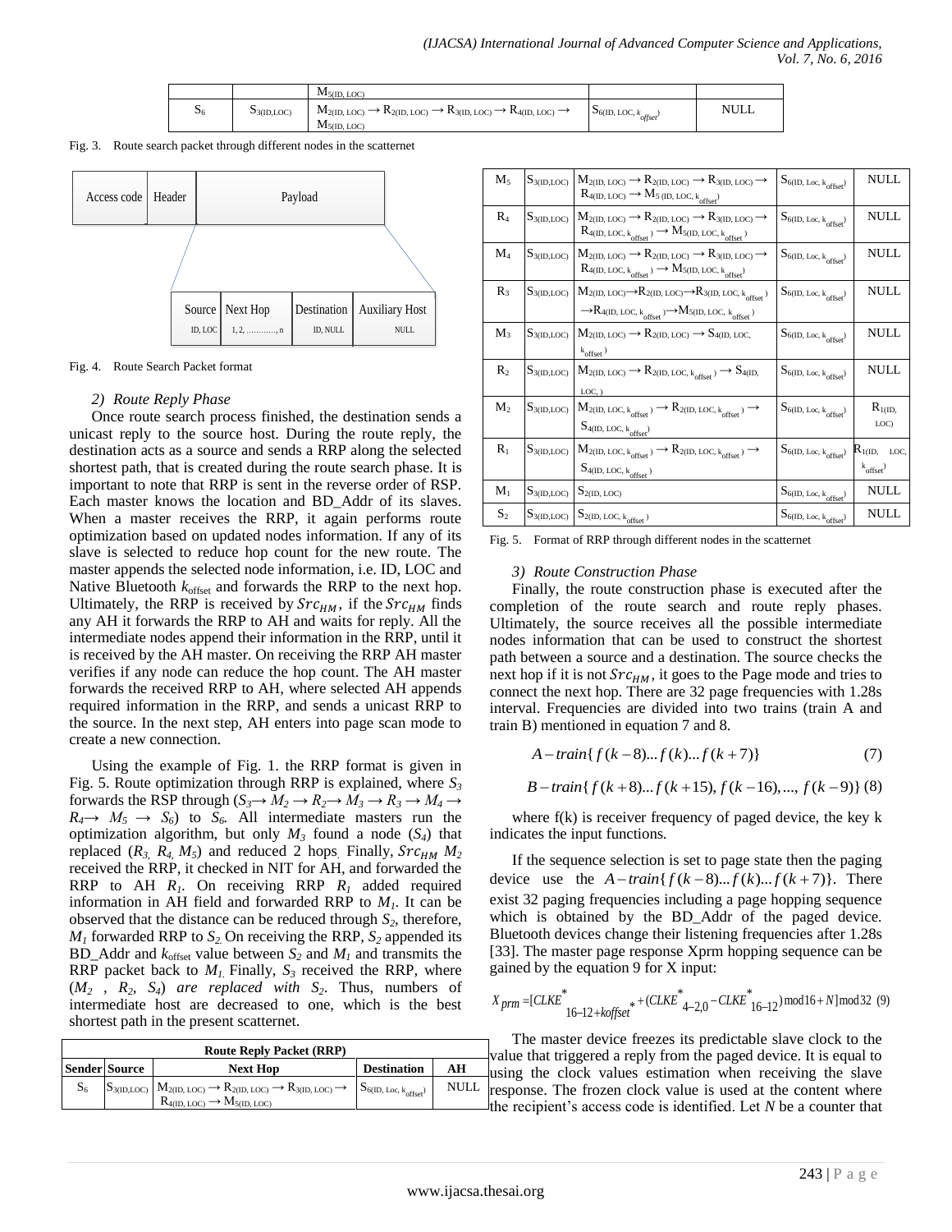| | | $M_{5(ID, LOC)}$ | | |
|---|---|---|---|---|
| $S_6$ | $S_{3(ID,LOC)}$ | $M_{2(ID, LOC)} \rightarrow R_{2(ID, LOC)} \rightarrow R_{3(ID, LOC)} \rightarrow R_{4(ID, LOC)} \rightarrow M_{5(ID, LOC)}$ | $S_{6(ID, LOC, k_{offset})}$ | NULL |

Fig. 3. Route search packet through different nodes in the scatternet

| Access code | Header | Payload |
|---|---|---|

| Source | Next Hop | Destination | Auxiliary Host |
|---|---|---|---|
| ID, LOC | 1, 2, …………, n | ID, NULL | NULL |

Fig. 4. Route Search Packet format

*2) Route Reply Phase*

Once route search process finished, the destination sends a unicast reply to the source host. During the route reply, the destination acts as a source and sends a RRP along the selected shortest path, that is created during the route search phase. It is important to note that RRP is sent in the reverse order of RSP. Each master knows the location and BD_Addr of its slaves. When a master receives the RRP, it again performs route optimization based on updated nodes information. If any of its slave is selected to reduce hop count for the new route. The master appends the selected node information, i.e. ID, LOC and Native Bluetooth $k_{\text{offset}}$ and forwards the RRP to the next hop. Ultimately, the RRP is received by $Src_{HM}$, if the $Src_{HM}$ finds any AH it forwards the RRP to AH and waits for reply. All the intermediate nodes append their information in the RRP, until it is received by the AH master. On receiving the RRP AH master verifies if any node can reduce the hop count. The AH master forwards the received RRP to AH, where selected AH appends required information in the RRP, and sends a unicast RRP to the source. In the next step, AH enters into page scan mode to create a new connection.

Using the example of Fig. 1. the RRP format is given in Fig. 5. Route optimization through RRP is explained, where $S_3$ forwards the RSP through ($S_3 \rightarrow M_2 \rightarrow R_2 \rightarrow M_3 \rightarrow R_3 \rightarrow M_4 \rightarrow R_4 \rightarrow M_5 \rightarrow S_6$) to $S_6$. All intermediate masters run the optimization algorithm, but only $M_3$ found a node ($S_4$) that replaced ($R_3$, $R_4$, $M_5$) and reduced 2 hops. Finally, $Src_{HM}$ $M_2$ received the RRP, it checked in NIT for AH, and forwarded the RRP to AH $R_1$. On receiving RRP $R_1$ added required information in AH field and forwarded RRP to $M_1$. It can be observed that the distance can be reduced through $S_2$, therefore, $M_1$ forwarded RRP to $S_2$. On receiving the RRP, $S_2$ appended its BD_Addr and $k_{\text{offset}}$ value between $S_2$ and $M_1$ and transmits the RRP packet back to $M_1$. Finally, $S_3$ received the RRP, where ($M_2$, $R_2$, $S_4$) *are replaced with* $S_2$. Thus, numbers of intermediate host are decreased to one, which is the best shortest path in the present scatternet.

| Route Reply Packet (RRP) | | | | |
|---|---|---|---|---|
| **Sender** | **Source** | **Next Hop** | **Destination** | **AH** |
| $S_6$ | $S_{3(ID,LOC)}$ | $M_{2(ID, LOC)} \rightarrow R_{2(ID, LOC)} \rightarrow R_{3(ID, LOC)} \rightarrow R_{4(ID, LOC)} \rightarrow M_{5(ID, LOC)}$ | $S_{6(ID, Loc, k_{offset})}$ | NULL |
| $M_5$ | $S_{3(ID,LOC)}$ | $M_{2(ID, LOC)} \rightarrow R_{2(ID, LOC)} \rightarrow R_{3(ID, LOC)} \rightarrow R_{4(ID, LOC)} \rightarrow M_{5(ID, LOC, k_{offset})}$ | $S_{6(ID, Loc, k_{offset})}$ | NULL |
| $R_4$ | $S_{3(ID,LOC)}$ | $M_{2(ID, LOC)} \rightarrow R_{2(ID, LOC)} \rightarrow R_{3(ID, LOC)} \rightarrow R_{4(ID, LOC, k_{offset})} \rightarrow M_{5(ID, LOC, k_{offset})}$ | $S_{6(ID, Loc, k_{offset})}$ | NULL |
| $M_4$ | $S_{3(ID,LOC)}$ | $M_{2(ID, LOC)} \rightarrow R_{2(ID, LOC)} \rightarrow R_{3(ID, LOC)} \rightarrow R_{4(ID, LOC, k_{offset})} \rightarrow M_{5(ID, LOC, k_{offset})}$ | $S_{6(ID, Loc, k_{offset})}$ | NULL |
| $R_3$ | $S_{3(ID,LOC)}$ | $M_{2(ID, LOC)} \rightarrow R_{2(ID, LOC)} \rightarrow R_{3(ID, LOC, k_{offset})} \rightarrow R_{4(ID, LOC, k_{offset})} \rightarrow M_{5(ID, LOC, k_{offset})}$ | $S_{6(ID, Loc, k_{offset})}$ | NULL |
| $M_3$ | $S_{3(ID,LOC)}$ | $M_{2(ID, LOC)} \rightarrow R_{2(ID, LOC)} \rightarrow S_{4(ID, LOC, k_{offset})}$ | $S_{6(ID, Loc, k_{offset})}$ | NULL |
| $R_2$ | $S_{3(ID,LOC)}$ | $M_{2(ID, LOC)} \rightarrow R_{2(ID, LOC, k_{offset})} \rightarrow S_{4(ID, LOC,)}$ | $S_{6(ID, Loc, k_{offset})}$ | NULL |
| $M_2$ | $S_{3(ID,LOC)}$ | $M_{2(ID, LOC, k_{offset})} \rightarrow R_{2(ID, LOC, k_{offset})} \rightarrow S_{4(ID, LOC, k_{offset})}$ | $S_{6(ID, Loc, k_{offset})}$ | $R_{1(ID, LOC)}$ |
| $R_1$ | $S_{3(ID,LOC)}$ | $M_{2(ID, LOC, k_{offset})} \rightarrow R_{2(ID, LOC, k_{offset})} \rightarrow S_{4(ID, LOC, k_{offset})}$ | $S_{6(ID, Loc, k_{offset})}$ | $R_{1(ID, LOC, k_{offset})}$ |
| $M_1$ | $S_{3(ID,LOC)}$ | $S_{2(ID, LOC)}$ | $S_{6(ID, Loc, k_{offset})}$ | NULL |
| $S_2$ | $S_{3(ID,LOC)}$ | $S_{2(ID, LOC, k_{offset})}$ | $S_{6(ID, Loc, k_{offset})}$ | NULL |

Fig. 5. Format of RRP through different nodes in the scatternet

*3) Route Construction Phase*

Finally, the route construction phase is executed after the completion of the route search and route reply phases. Ultimately, the source receives all the possible intermediate nodes information that can be used to construct the shortest path between a source and a destination. The source checks the next hop if it is not $Src_{HM}$, it goes to the Page mode and tries to connect the next hop. There are 32 page frequencies with 1.28s interval. Frequencies are divided into two trains (train A and train B) mentioned in equation 7 and 8.

$$A - train\{f(k-8) \ldots f(k) \ldots f(k+7)\} \tag{7}$$

$$B - train\{f(k+8) \ldots f(k+15), f(k-16), \ldots, f(k-9)\} \tag{8}$$

where f(k) is receiver frequency of paged device, the key k indicates the input functions.

If the sequence selection is set to page state then the paging device use the $A - train\{f(k-8) \ldots f(k) \ldots f(k+7)\}$. There exist 32 paging frequencies including a page hopping sequence which is obtained by the BD_Addr of the paged device. Bluetooth devices change their listening frequencies after 1.28s [33]. The master page response Xprm hopping sequence can be gained by the equation 9 for X input:

$$X_{prm} = [CLKE^{*}_{16-12+koffset^{*}} + (CLKE^{*}_{4-2,0} - CLKE^{*}_{16-12}) \bmod 16 + N] \bmod 32 \tag{9}$$

The master device freezes its predictable slave clock to the value that triggered a reply from the paged device. It is equal to using the clock values estimation when receiving the slave response. The frozen clock value is used at the content where the recipient's access code is identified. Let *N* be a counter that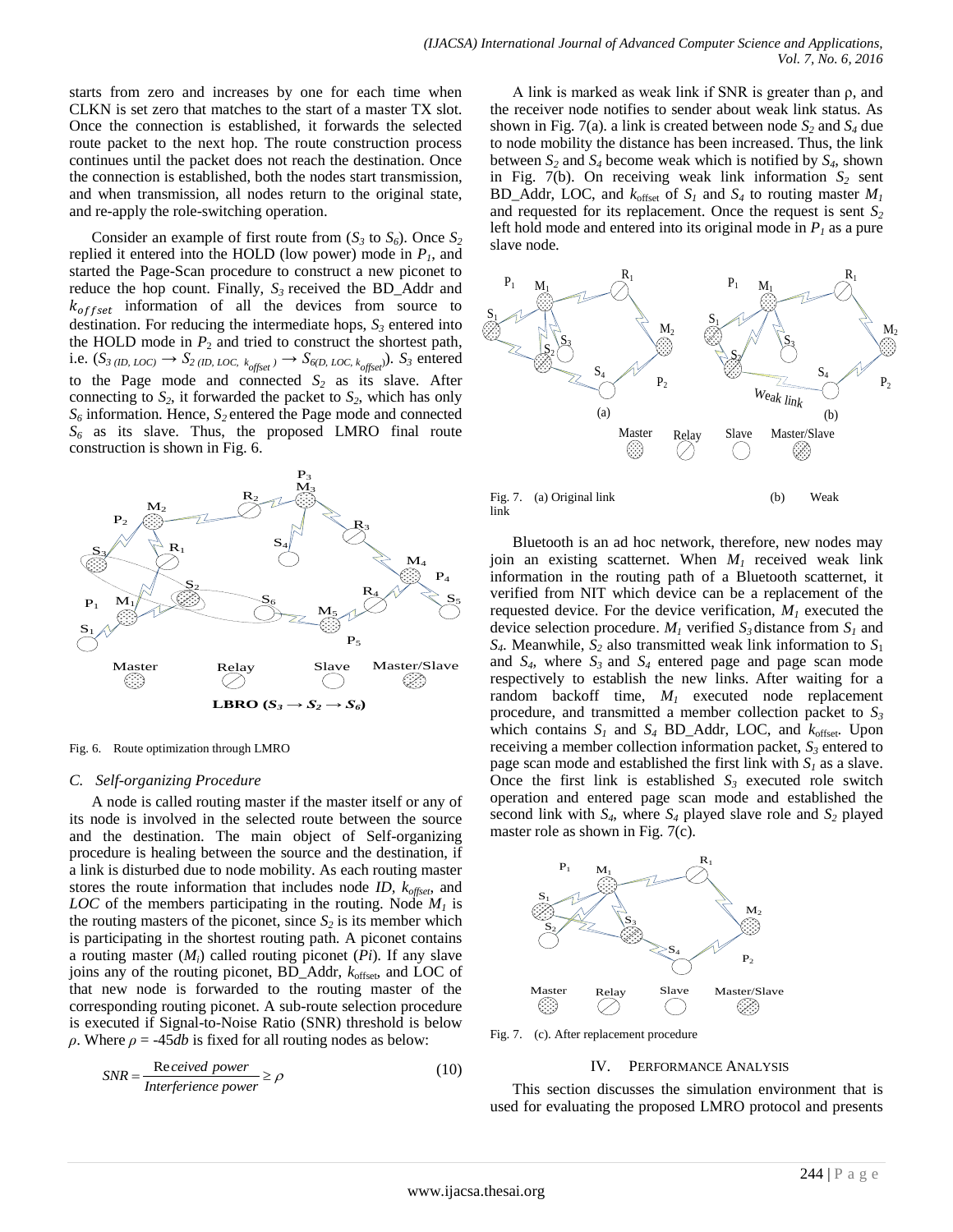starts from zero and increases by one for each time when CLKN is set zero that matches to the start of a master TX slot. Once the connection is established, it forwards the selected route packet to the next hop. The route construction process continues until the packet does not reach the destination. Once the connection is established, both the nodes start transmission, and when transmission, all nodes return to the original state, and re-apply the role-switching operation.

Consider an example of first route from ($S_3$ to $S_6$). Once $S_2$ replied it entered into the HOLD (low power) mode in $P_1$, and started the Page-Scan procedure to construct a new piconet to reduce the hop count. Finally, $S_3$ received the BD_Addr and $k_{offset}$ information of all the devices from source to destination. For reducing the intermediate hops, $S_3$ entered into the HOLD mode in $P_2$ and tried to construct the shortest path, i.e. ($S_{3\,(ID,\,LOC)} \rightarrow S_{2\,(ID,\,LOC,\,k_{offset})} \rightarrow S_{6(D,\,LOC,\,k_{offset})}$). $S_3$ entered to the Page mode and connected $S_2$ as its slave. After connecting to $S_2$, it forwarded the packet to $S_2$, which has only $S_6$ information. Hence, $S_2$ entered the Page mode and connected $S_6$ as its slave. Thus, the proposed LMRO final route construction is shown in Fig. 6.

Fig. 6. Route optimization through LMRO

### C. Self-organizing Procedure

A node is called routing master if the master itself or any of its node is involved in the selected route between the source and the destination. The main object of Self-organizing procedure is healing between the source and the destination, if a link is disturbed due to node mobility. As each routing master stores the route information that includes node *ID*, $k_{offset}$, and *LOC* of the members participating in the routing. Node $M_1$ is the routing masters of the piconet, since $S_2$ is its member which is participating in the shortest routing path. A piconet contains a routing master ($M_i$) called routing piconet ($Pi$). If any slave joins any of the routing piconet, BD_Addr, $k_{offset}$, and LOC of that new node is forwarded to the routing master of the corresponding routing piconet. A sub-route selection procedure is executed if Signal-to-Noise Ratio (SNR) threshold is below $\rho$. Where $\rho$ = -45*db* is fixed for all routing nodes as below:

$$SNR = \frac{Received\ power}{Interferience\ power} \geq \rho \tag{10}$$

A link is marked as weak link if SNR is greater than ρ, and the receiver node notifies to sender about weak link status. As shown in Fig. 7(a). a link is created between node $S_2$ and $S_4$ due to node mobility the distance has been increased. Thus, the link between $S_2$ and $S_4$ become weak which is notified by $S_4$, shown in Fig. 7(b). On receiving weak link information $S_2$ sent BD_Addr, LOC, and $k_{offset}$ of $S_1$ and $S_4$ to routing master $M_1$ and requested for its replacement. Once the request is sent $S_2$ left hold mode and entered into its original mode in $P_1$ as a pure slave node.

Fig. 7. (a) Original link (b) Weak link

Bluetooth is an ad hoc network, therefore, new nodes may join an existing scatternet. When $M_1$ received weak link information in the routing path of a Bluetooth scatternet, it verified from NIT which device can be a replacement of the requested device. For the device verification, $M_1$ executed the device selection procedure. $M_1$ verified $S_3$ distance from $S_1$ and $S_4$. Meanwhile, $S_2$ also transmitted weak link information to $S_1$ and $S_4$, where $S_3$ and $S_4$ entered page and page scan mode respectively to establish the new links. After waiting for a random backoff time, $M_1$ executed node replacement procedure, and transmitted a member collection packet to $S_3$ which contains $S_1$ and $S_4$ BD_Addr, LOC, and $k_{offset}$. Upon receiving a member collection information packet, $S_3$ entered to page scan mode and established the first link with $S_1$ as a slave. Once the first link is established $S_3$ executed role switch operation and entered page scan mode and established the second link with $S_4$, where $S_4$ played slave role and $S_2$ played master role as shown in Fig. 7(c).

Fig. 7. (c). After replacement procedure

## IV. Performance Analysis

This section discusses the simulation environment that is used for evaluating the proposed LMRO protocol and presents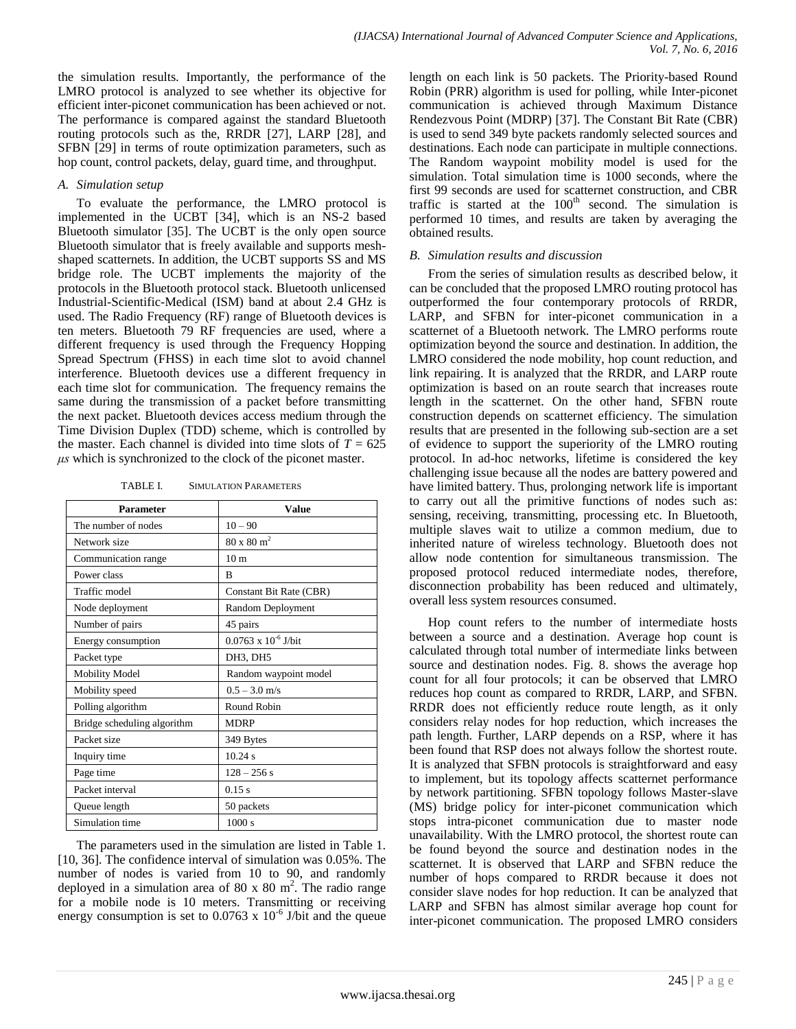the simulation results. Importantly, the performance of the LMRO protocol is analyzed to see whether its objective for efficient inter-piconet communication has been achieved or not. The performance is compared against the standard Bluetooth routing protocols such as the, RRDR [27], LARP [28], and SFBN [29] in terms of route optimization parameters, such as hop count, control packets, delay, guard time, and throughput.

### A. Simulation setup

To evaluate the performance, the LMRO protocol is implemented in the UCBT [34], which is an NS-2 based Bluetooth simulator [35]. The UCBT is the only open source Bluetooth simulator that is freely available and supports mesh-shaped scatternets. In addition, the UCBT supports SS and MS bridge role. The UCBT implements the majority of the protocols in the Bluetooth protocol stack. Bluetooth unlicensed Industrial-Scientific-Medical (ISM) band at about 2.4 GHz is used. The Radio Frequency (RF) range of Bluetooth devices is ten meters. Bluetooth 79 RF frequencies are used, where a different frequency is used through the Frequency Hopping Spread Spectrum (FHSS) in each time slot to avoid channel interference. Bluetooth devices use a different frequency in each time slot for communication. The frequency remains the same during the transmission of a packet before transmitting the next packet. Bluetooth devices access medium through the Time Division Duplex (TDD) scheme, which is controlled by the master. Each channel is divided into time slots of $T = 625$ $\mu s$ which is synchronized to the clock of the piconet master.

TABLE I. SIMULATION PARAMETERS

| Parameter | Value |
|---|---|
| The number of nodes | 10 – 90 |
| Network size | 80 x 80 $m^2$ |
| Communication range | 10 m |
| Power class | B |
| Traffic model | Constant Bit Rate (CBR) |
| Node deployment | Random Deployment |
| Number of pairs | 45 pairs |
| Energy consumption | 0.0763 x $10^{-6}$ J/bit |
| Packet type | DH3, DH5 |
| Mobility Model | Random waypoint model |
| Mobility speed | 0.5 – 3.0 m/s |
| Polling algorithm | Round Robin |
| Bridge scheduling algorithm | MDRP |
| Packet size | 349 Bytes |
| Inquiry time | 10.24 s |
| Page time | 128 – 256 s |
| Packet interval | 0.15 s |
| Queue length | 50 packets |
| Simulation time | 1000 s |

The parameters used in the simulation are listed in Table 1. [10, 36]. The confidence interval of simulation was 0.05%. The number of nodes is varied from 10 to 90, and randomly deployed in a simulation area of 80 x 80 $m^2$. The radio range for a mobile node is 10 meters. Transmitting or receiving energy consumption is set to 0.0763 x $10^{-6}$ J/bit and the queue length on each link is 50 packets. The Priority-based Round Robin (PRR) algorithm is used for polling, while Inter-piconet communication is achieved through Maximum Distance Rendezvous Point (MDRP) [37]. The Constant Bit Rate (CBR) is used to send 349 byte packets randomly selected sources and destinations. Each node can participate in multiple connections. The Random waypoint mobility model is used for the simulation. Total simulation time is 1000 seconds, where the first 99 seconds are used for scatternet construction, and CBR traffic is started at the 100th second. The simulation is performed 10 times, and results are taken by averaging the obtained results.

### B. Simulation results and discussion

From the series of simulation results as described below, it can be concluded that the proposed LMRO routing protocol has outperformed the four contemporary protocols of RRDR, LARP, and SFBN for inter-piconet communication in a scatternet of a Bluetooth network. The LMRO performs route optimization beyond the source and destination. In addition, the LMRO considered the node mobility, hop count reduction, and link repairing. It is analyzed that the RRDR, and LARP route optimization is based on an route search that increases route length in the scatternet. On the other hand, SFBN route construction depends on scatternet efficiency. The simulation results that are presented in the following sub-section are a set of evidence to support the superiority of the LMRO routing protocol. In ad-hoc networks, lifetime is considered the key challenging issue because all the nodes are battery powered and have limited battery. Thus, prolonging network life is important to carry out all the primitive functions of nodes such as: sensing, receiving, transmitting, processing etc. In Bluetooth, multiple slaves wait to utilize a common medium, due to inherited nature of wireless technology. Bluetooth does not allow node contention for simultaneous transmission. The proposed protocol reduced intermediate nodes, therefore, disconnection probability has been reduced and ultimately, overall less system resources consumed.

Hop count refers to the number of intermediate hosts between a source and a destination. Average hop count is calculated through total number of intermediate links between source and destination nodes. Fig. 8. shows the average hop count for all four protocols; it can be observed that LMRO reduces hop count as compared to RRDR, LARP, and SFBN. RRDR does not efficiently reduce route length, as it only considers relay nodes for hop reduction, which increases the path length. Further, LARP depends on a RSP, where it has been found that RSP does not always follow the shortest route. It is analyzed that SFBN protocols is straightforward and easy to implement, but its topology affects scatternet performance by network partitioning. SFBN topology follows Master-slave (MS) bridge policy for inter-piconet communication which stops intra-piconet communication due to master node unavailability. With the LMRO protocol, the shortest route can be found beyond the source and destination nodes in the scatternet. It is observed that LARP and SFBN reduce the number of hops compared to RRDR because it does not consider slave nodes for hop reduction. It can be analyzed that LARP and SFBN has almost similar average hop count for inter-piconet communication. The proposed LMRO considers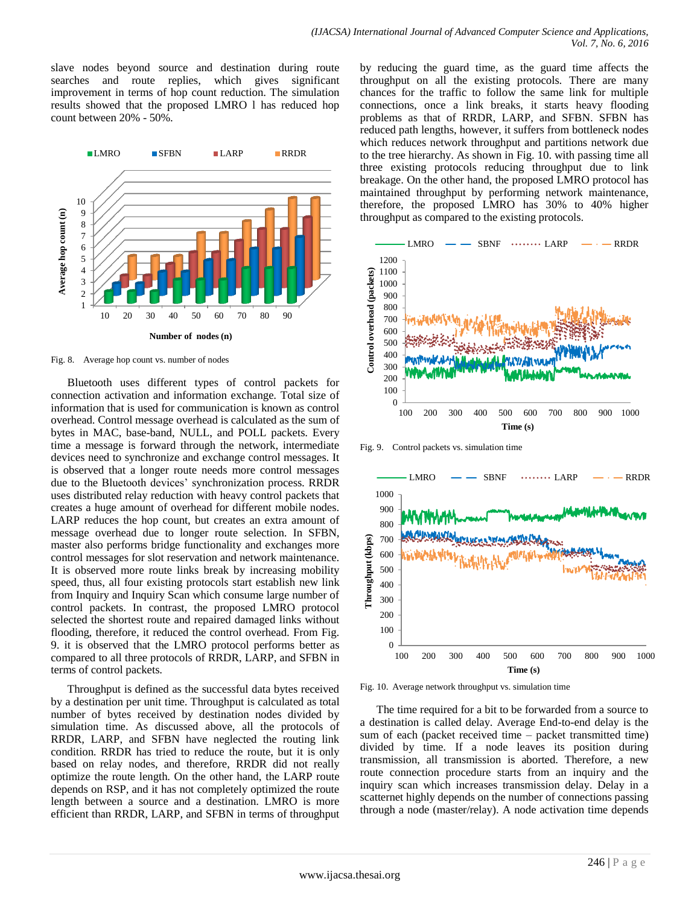slave nodes beyond source and destination during route searches and route replies, which gives significant improvement in terms of hop count reduction. The simulation results showed that the proposed LMRO l has reduced hop count between 20% - 50%.

Fig. 8. Average hop count vs. number of nodes

Bluetooth uses different types of control packets for connection activation and information exchange. Total size of information that is used for communication is known as control overhead. Control message overhead is calculated as the sum of bytes in MAC, base-band, NULL, and POLL packets. Every time a message is forward through the network, intermediate devices need to synchronize and exchange control messages. It is observed that a longer route needs more control messages due to the Bluetooth devices' synchronization process. RRDR uses distributed relay reduction with heavy control packets that creates a huge amount of overhead for different mobile nodes. LARP reduces the hop count, but creates an extra amount of message overhead due to longer route selection. In SFBN, master also performs bridge functionality and exchanges more control messages for slot reservation and network maintenance. It is observed more route links break by increasing mobility speed, thus, all four existing protocols start establish new link from Inquiry and Inquiry Scan which consume large number of control packets. In contrast, the proposed LMRO protocol selected the shortest route and repaired damaged links without flooding, therefore, it reduced the control overhead. From Fig. 9. it is observed that the LMRO protocol performs better as compared to all three protocols of RRDR, LARP, and SFBN in terms of control packets.

Throughput is defined as the successful data bytes received by a destination per unit time. Throughput is calculated as total number of bytes received by destination nodes divided by simulation time. As discussed above, all the protocols of RRDR, LARP, and SFBN have neglected the routing link condition. RRDR has tried to reduce the route, but it is only based on relay nodes, and therefore, RRDR did not really optimize the route length. On the other hand, the LARP route depends on RSP, and it has not completely optimized the route length between a source and a destination. LMRO is more efficient than RRDR, LARP, and SFBN in terms of throughput by reducing the guard time, as the guard time affects the throughput on all the existing protocols. There are many chances for the traffic to follow the same link for multiple connections, once a link breaks, it starts heavy flooding problems as that of RRDR, LARP, and SFBN. SFBN has reduced path lengths, however, it suffers from bottleneck nodes which reduces network throughput and partitions network due to the tree hierarchy. As shown in Fig. 10. with passing time all three existing protocols reducing throughput due to link breakage. On the other hand, the proposed LMRO protocol has maintained throughput by performing network maintenance, therefore, the proposed LMRO has 30% to 40% higher throughput as compared to the existing protocols.

Fig. 9. Control packets vs. simulation time

Fig. 10. Average network throughput vs. simulation time

The time required for a bit to be forwarded from a source to a destination is called delay. Average End-to-end delay is the sum of each (packet received time – packet transmitted time) divided by time. If a node leaves its position during transmission, all transmission is aborted. Therefore, a new route connection procedure starts from an inquiry and the inquiry scan which increases transmission delay. Delay in a scatternet highly depends on the number of connections passing through a node (master/relay). A node activation time depends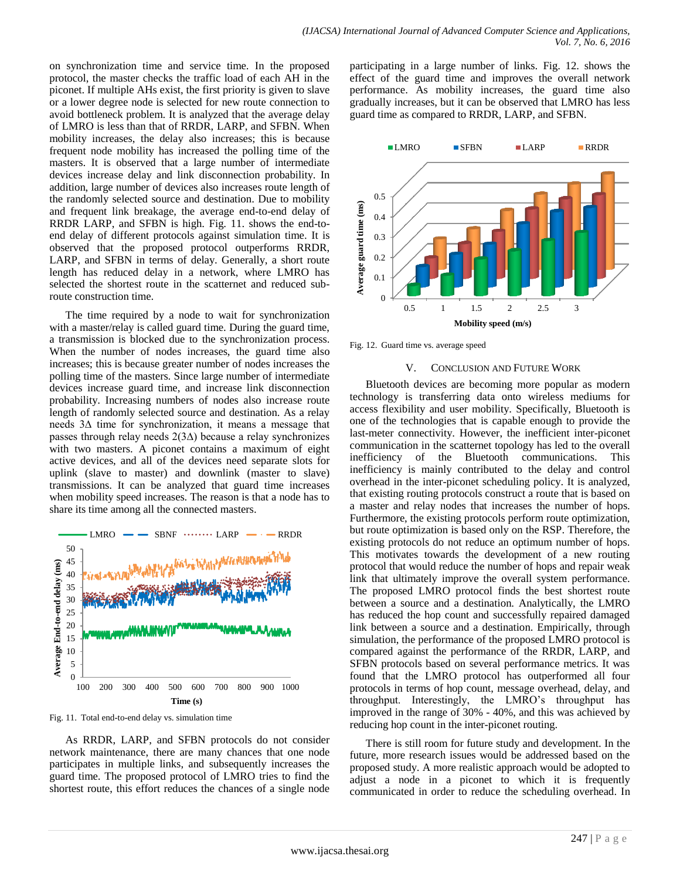on synchronization time and service time. In the proposed protocol, the master checks the traffic load of each AH in the piconet. If multiple AHs exist, the first priority is given to slave or a lower degree node is selected for new route construction to avoid bottleneck problem. It is analyzed that the average delay of LMRO is less than that of RRDR, LARP, and SFBN. When mobility increases, the delay also increases; this is because frequent node mobility has increased the polling time of the masters. It is observed that a large number of intermediate devices increase delay and link disconnection probability. In addition, large number of devices also increases route length of the randomly selected source and destination. Due to mobility and frequent link breakage, the average end-to-end delay of RRDR LARP, and SFBN is high. Fig. 11. shows the end-to-end delay of different protocols against simulation time. It is observed that the proposed protocol outperforms RRDR, LARP, and SFBN in terms of delay. Generally, a short route length has reduced delay in a network, where LMRO has selected the shortest route in the scatternet and reduced sub-route construction time.

The time required by a node to wait for synchronization with a master/relay is called guard time. During the guard time, a transmission is blocked due to the synchronization process. When the number of nodes increases, the guard time also increases; this is because greater number of nodes increases the polling time of the masters. Since large number of intermediate devices increase guard time, and increase link disconnection probability. Increasing numbers of nodes also increase route length of randomly selected source and destination. As a relay needs $3\Delta$ time for synchronization, it means a message that passes through relay needs $2(3\Delta)$ because a relay synchronizes with two masters. A piconet contains a maximum of eight active devices, and all of the devices need separate slots for uplink (slave to master) and downlink (master to slave) transmissions. It can be analyzed that guard time increases when mobility speed increases. The reason is that a node has to share its time among all the connected masters.

Fig. 11. Total end-to-end delay vs. simulation time

As RRDR, LARP, and SFBN protocols do not consider network maintenance, there are many chances that one node participates in multiple links, and subsequently increases the guard time. The proposed protocol of LMRO tries to find the shortest route, this effort reduces the chances of a single node participating in a large number of links. Fig. 12. shows the effect of the guard time and improves the overall network performance. As mobility increases, the guard time also gradually increases, but it can be observed that LMRO has less guard time as compared to RRDR, LARP, and SFBN.

Fig. 12. Guard time vs. average speed

## V. Conclusion and Future Work

Bluetooth devices are becoming more popular as modern technology is transferring data onto wireless mediums for access flexibility and user mobility. Specifically, Bluetooth is one of the technologies that is capable enough to provide the last-meter connectivity. However, the inefficient inter-piconet communication in the scatternet topology has led to the overall inefficiency of the Bluetooth communications. This inefficiency is mainly contributed to the delay and control overhead in the inter-piconet scheduling policy. It is analyzed, that existing routing protocols construct a route that is based on a master and relay nodes that increases the number of hops. Furthermore, the existing protocols perform route optimization, but route optimization is based only on the RSP. Therefore, the existing protocols do not reduce an optimum number of hops. This motivates towards the development of a new routing protocol that would reduce the number of hops and repair weak link that ultimately improve the overall system performance. The proposed LMRO protocol finds the best shortest route between a source and a destination. Analytically, the LMRO has reduced the hop count and successfully repaired damaged link between a source and a destination. Empirically, through simulation, the performance of the proposed LMRO protocol is compared against the performance of the RRDR, LARP, and SFBN protocols based on several performance metrics. It was found that the LMRO protocol has outperformed all four protocols in terms of hop count, message overhead, delay, and throughput. Interestingly, the LMRO's throughput has improved in the range of 30% - 40%, and this was achieved by reducing hop count in the inter-piconet routing.

There is still room for future study and development. In the future, more research issues would be addressed based on the proposed study. A more realistic approach would be adopted to adjust a node in a piconet to which it is frequently communicated in order to reduce the scheduling overhead. In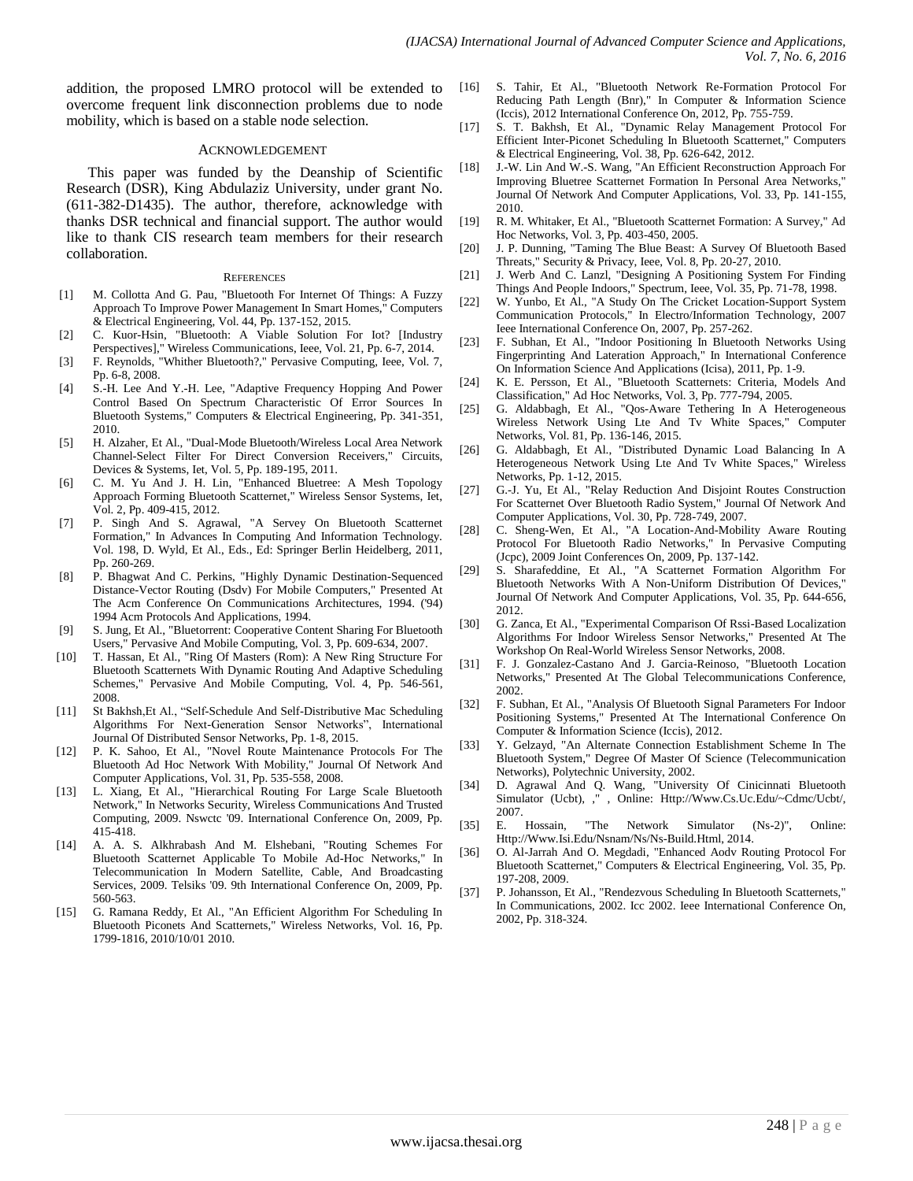addition, the proposed LMRO protocol will be extended to overcome frequent link disconnection problems due to node mobility, which is based on a stable node selection.

## Acknowledgement

This paper was funded by the Deanship of Scientific Research (DSR), King Abdulaziz University, under grant No. (611-382-D1435). The author, therefore, acknowledge with thanks DSR technical and financial support. The author would like to thank CIS research team members for their research collaboration.

## References

[1] M. Collotta And G. Pau, "Bluetooth For Internet Of Things: A Fuzzy Approach To Improve Power Management In Smart Homes," Computers & Electrical Engineering, Vol. 44, Pp. 137-152, 2015.

[2] C. Kuor-Hsin, "Bluetooth: A Viable Solution For Iot? [Industry Perspectives]," Wireless Communications, Ieee, Vol. 21, Pp. 6-7, 2014.

[3] F. Reynolds, "Whither Bluetooth?," Pervasive Computing, Ieee, Vol. 7, Pp. 6-8, 2008.

[4] S.-H. Lee And Y.-H. Lee, "Adaptive Frequency Hopping And Power Control Based On Spectrum Characteristic Of Error Sources In Bluetooth Systems," Computers & Electrical Engineering, Pp. 341-351, 2010.

[5] H. Alzaher, Et Al., "Dual-Mode Bluetooth/Wireless Local Area Network Channel-Select Filter For Direct Conversion Receivers," Circuits, Devices & Systems, Iet, Vol. 5, Pp. 189-195, 2011.

[6] C. M. Yu And J. H. Lin, "Enhanced Bluetree: A Mesh Topology Approach Forming Bluetooth Scatternet," Wireless Sensor Systems, Iet, Vol. 2, Pp. 409-415, 2012.

[7] P. Singh And S. Agrawal, "A Servey On Bluetooth Scatternet Formation," In Advances In Computing And Information Technology. Vol. 198, D. Wyld, Et Al., Eds., Ed: Springer Berlin Heidelberg, 2011, Pp. 260-269.

[8] P. Bhagwat And C. Perkins, "Highly Dynamic Destination-Sequenced Distance-Vector Routing (Dsdv) For Mobile Computers," Presented At The Acm Conference On Communications Architectures, 1994. ('94) 1994 Acm Protocols And Applications, 1994.

[9] S. Jung, Et Al., "Bluetorrent: Cooperative Content Sharing For Bluetooth Users," Pervasive And Mobile Computing, Vol. 3, Pp. 609-634, 2007.

[10] T. Hassan, Et Al., "Ring Of Masters (Rom): A New Ring Structure For Bluetooth Scatternets With Dynamic Routing And Adaptive Scheduling Schemes," Pervasive And Mobile Computing, Vol. 4, Pp. 546-561, 2008.

[11] St Bakhsh,Et Al., "Self-Schedule And Self-Distributive Mac Scheduling Algorithms For Next-Generation Sensor Networks", International Journal Of Distributed Sensor Networks, Pp. 1-8, 2015.

[12] P. K. Sahoo, Et Al., "Novel Route Maintenance Protocols For The Bluetooth Ad Hoc Network With Mobility," Journal Of Network And Computer Applications, Vol. 31, Pp. 535-558, 2008.

[13] L. Xiang, Et Al., "Hierarchical Routing For Large Scale Bluetooth Network," In Networks Security, Wireless Communications And Trusted Computing, 2009. Nswctc '09. International Conference On, 2009, Pp. 415-418.

[14] A. A. S. Alkhrabash And M. Elshebani, "Routing Schemes For Bluetooth Scatternet Applicable To Mobile Ad-Hoc Networks," In Telecommunication In Modern Satellite, Cable, And Broadcasting Services, 2009. Telsiks '09. 9th International Conference On, 2009, Pp. 560-563.

[15] G. Ramana Reddy, Et Al., "An Efficient Algorithm For Scheduling In Bluetooth Piconets And Scatternets," Wireless Networks, Vol. 16, Pp. 1799-1816, 2010/10/01 2010.

[16] S. Tahir, Et Al., "Bluetooth Network Re-Formation Protocol For Reducing Path Length (Bnr)," In Computer & Information Science (Iccis), 2012 International Conference On, 2012, Pp. 755-759.

[17] S. T. Bakhsh, Et Al., "Dynamic Relay Management Protocol For Efficient Inter-Piconet Scheduling In Bluetooth Scatternet," Computers & Electrical Engineering, Vol. 38, Pp. 626-642, 2012.

[18] J.-W. Lin And W.-S. Wang, "An Efficient Reconstruction Approach For Improving Bluetree Scatternet Formation In Personal Area Networks," Journal Of Network And Computer Applications, Vol. 33, Pp. 141-155, 2010.

[19] R. M. Whitaker, Et Al., "Bluetooth Scatternet Formation: A Survey," Ad Hoc Networks, Vol. 3, Pp. 403-450, 2005.

[20] J. P. Dunning, "Taming The Blue Beast: A Survey Of Bluetooth Based Threats," Security & Privacy, Ieee, Vol. 8, Pp. 20-27, 2010.

[21] J. Werb And C. Lanzl, "Designing A Positioning System For Finding Things And People Indoors," Spectrum, Ieee, Vol. 35, Pp. 71-78, 1998.

[22] W. Yunbo, Et Al., "A Study On The Cricket Location-Support System Communication Protocols," In Electro/Information Technology, 2007 Ieee International Conference On, 2007, Pp. 257-262.

[23] F. Subhan, Et Al., "Indoor Positioning In Bluetooth Networks Using Fingerprinting And Lateration Approach," In International Conference On Information Science And Applications (Icisa), 2011, Pp. 1-9.

[24] K. E. Persson, Et Al., "Bluetooth Scatternets: Criteria, Models And Classification," Ad Hoc Networks, Vol. 3, Pp. 777-794, 2005.

[25] G. Aldabbagh, Et Al., "Qos-Aware Tethering In A Heterogeneous Wireless Network Using Lte And Tv White Spaces," Computer Networks, Vol. 81, Pp. 136-146, 2015.

[26] G. Aldabbagh, Et Al., "Distributed Dynamic Load Balancing In A Heterogeneous Network Using Lte And Tv White Spaces," Wireless Networks, Pp. 1-12, 2015.

[27] G.-J. Yu, Et Al., "Relay Reduction And Disjoint Routes Construction For Scatternet Over Bluetooth Radio System," Journal Of Network And Computer Applications, Vol. 30, Pp. 728-749, 2007.

[28] C. Sheng-Wen, Et Al., "A Location-And-Mobility Aware Routing Protocol For Bluetooth Radio Networks," In Pervasive Computing (Jcpc), 2009 Joint Conferences On, 2009, Pp. 137-142.

[29] S. Sharafeddine, Et Al., "A Scatternet Formation Algorithm For Bluetooth Networks With A Non-Uniform Distribution Of Devices," Journal Of Network And Computer Applications, Vol. 35, Pp. 644-656, 2012.

[30] G. Zanca, Et Al., "Experimental Comparison Of Rssi-Based Localization Algorithms For Indoor Wireless Sensor Networks," Presented At The Workshop On Real-World Wireless Sensor Networks, 2008.

[31] F. J. Gonzalez-Castano And J. Garcia-Reinoso, "Bluetooth Location Networks," Presented At The Global Telecommunications Conference, 2002.

[32] F. Subhan, Et Al., "Analysis Of Bluetooth Signal Parameters For Indoor Positioning Systems," Presented At The International Conference On Computer & Information Science (Iccis), 2012.

[33] Y. Gelzayd, "An Alternate Connection Establishment Scheme In The Bluetooth System," Degree Of Master Of Science (Telecommunication Networks), Polytechnic University, 2002.

[34] D. Agrawal And Q. Wang, "University Of Cinicinnati Bluetooth Simulator (Ucbt), ," , Online: Http://Www.Cs.Uc.Edu/~Cdmc/Ucbt/, 2007.

[35] E. Hossain, "The Network Simulator (Ns-2)", Online: Http://Www.Isi.Edu/Nsnam/Ns/Ns-Build.Html, 2014.

[36] O. Al-Jarrah And O. Megdadi, "Enhanced Aodv Routing Protocol For Bluetooth Scatternet," Computers & Electrical Engineering, Vol. 35, Pp. 197-208, 2009.

[37] P. Johansson, Et Al., "Rendezvous Scheduling In Bluetooth Scatternets," In Communications, 2002. Icc 2002. Ieee International Conference On, 2002, Pp. 318-324.